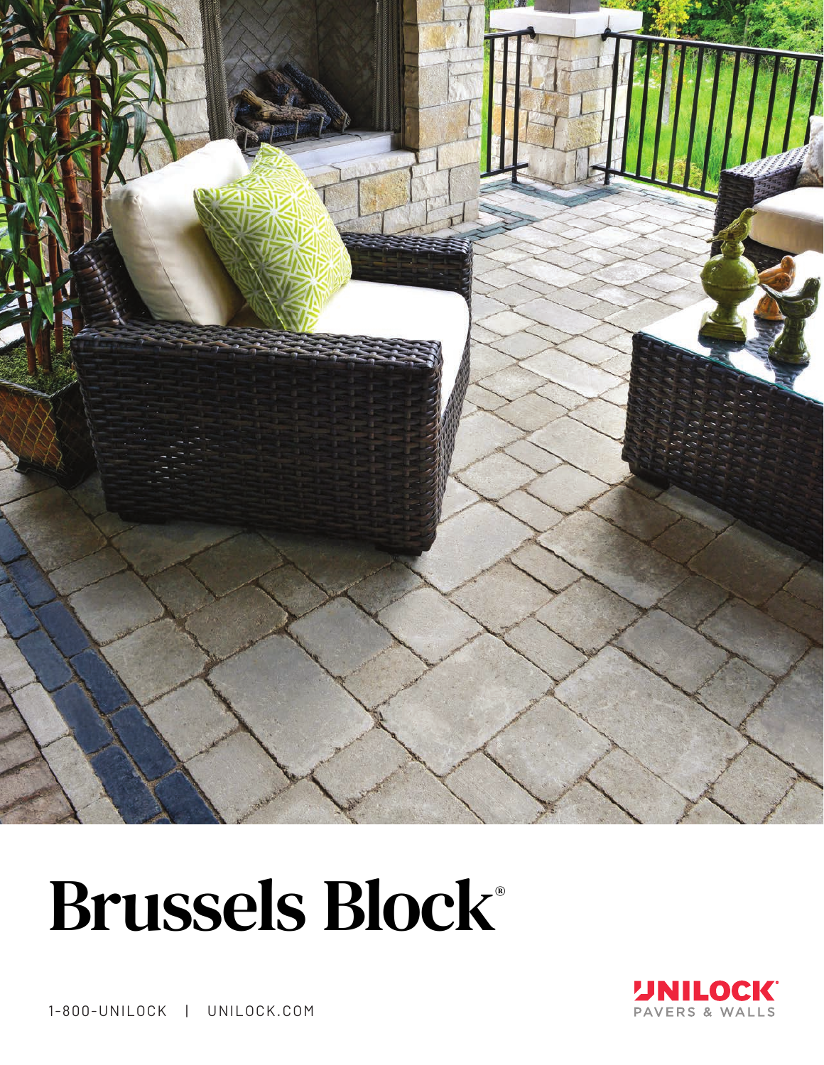# Brussels Block®

1-800-UNILOCK | UNILOCK.COM

UNILOCK®
PAVERS & WALLS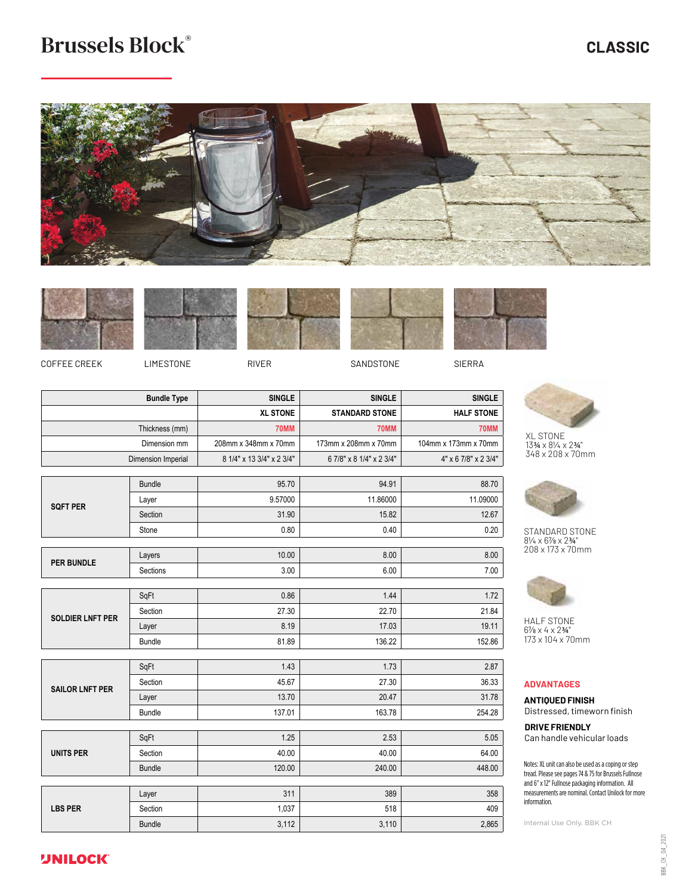# Brussels Block®

## CLASSIC

COFFEE CREEK

LIMESTONE

RIVER

SANDSTONE

SIERRA

| | Bundle Type | SINGLE | SINGLE | SINGLE |
|---|---|---|---|---|
| | | XL STONE | STANDARD STONE | HALF STONE |
| | Thickness (mm) | 70MM | 70MM | 70MM |
| | Dimension mm | 208mm x 348mm x 70mm | 173mm x 208mm x 70mm | 104mm x 173mm x 70mm |
| | Dimension Imperial | 8 1/4" x 13 3/4" x 2 3/4" | 6 7/8" x 8 1/4" x 2 3/4" | 4" x 6 7/8" x 2 3/4" |
| SQFT PER | Bundle | 95.70 | 94.91 | 88.70 |
| | Layer | 9.57000 | 11.86000 | 11.09000 |
| | Section | 31.90 | 15.82 | 12.67 |
| | Stone | 0.80 | 0.40 | 0.20 |
| PER BUNDLE | Layers | 10.00 | 8.00 | 8.00 |
| | Sections | 3.00 | 6.00 | 7.00 |
| SOLDIER LNFT PER | SqFt | 0.86 | 1.44 | 1.72 |
| | Section | 27.30 | 22.70 | 21.84 |
| | Layer | 8.19 | 17.03 | 19.11 |
| | Bundle | 81.89 | 136.22 | 152.86 |
| SAILOR LNFT PER | SqFt | 1.43 | 1.73 | 2.87 |
| | Section | 45.67 | 27.30 | 36.33 |
| | Layer | 13.70 | 20.47 | 31.78 |
| | Bundle | 137.01 | 163.78 | 254.28 |
| UNITS PER | SqFt | 1.25 | 2.53 | 5.05 |
| | Section | 40.00 | 40.00 | 64.00 |
| | Bundle | 120.00 | 240.00 | 448.00 |
| LBS PER | Layer | 311 | 389 | 358 |
| | Section | 1,037 | 518 | 409 |
| | Bundle | 3,112 | 3,110 | 2,865 |

XL STONE
13¾ x 8¼ x 2¾"
348 x 208 x 70mm

STANDARD STONE
8¼ x 6⅞ x 2¾"
208 x 173 x 70mm

HALF STONE
6⅞ x 4 x 2¾"
173 x 104 x 70mm

**ADVANTAGES**

**ANTIQUED FINISH**
Distressed, timeworn finish

**DRIVE FRIENDLY**
Can handle vehicular loads

Notes: XL unit can also be used as a coping or step tread. Please see pages 74 & 75 for Brussels Fullnose and 6" x 12" Fullnose packaging information. All measurements are nominal. Contact Unilock for more information.

Internal Use Only. BBK CH

UNILOCK

BBK_CH_04_2021